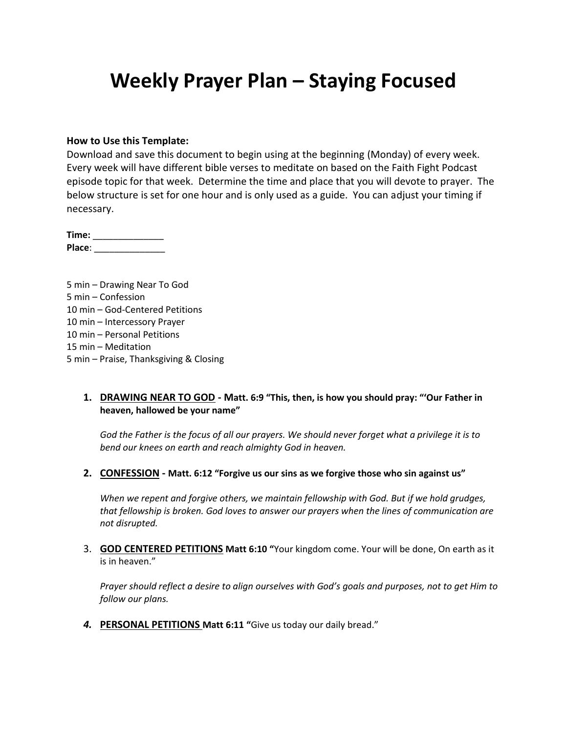# Weekly Prayer Plan – Staying Focused

**How to Use this Template:**
Download and save this document to begin using at the beginning (Monday) of every week. Every week will have different bible verses to meditate on based on the Faith Fight Podcast episode topic for that week. Determine the time and place that you will devote to prayer. The below structure is set for one hour and is only used as a guide. You can adjust your timing if necessary.

**Time:** ______________
**Place**: ______________

5 min – Drawing Near To God
5 min – Confession
10 min – God-Centered Petitions
10 min – Intercessory Prayer
10 min – Personal Petitions
15 min – Meditation
5 min – Praise, Thanksgiving & Closing

1. **DRAWING NEAR TO GOD - Matt. 6:9 "This, then, is how you should pray: "'Our Father in heaven, hallowed be your name"**

   *God the Father is the focus of all our prayers. We should never forget what a privilege it is to bend our knees on earth and reach almighty God in heaven.*

2. **CONFESSION - Matt. 6:12 "Forgive us our sins as we forgive those who sin against us"**

   *When we repent and forgive others, we maintain fellowship with God. But if we hold grudges, that fellowship is broken. God loves to answer our prayers when the lines of communication are not disrupted.*

3. **GOD CENTERED PETITIONS Matt 6:10 "**Your kingdom come. Your will be done, On earth as it is in heaven."

   *Prayer should reflect a desire to align ourselves with God's goals and purposes, not to get Him to follow our plans.*

4. **PERSONAL PETITIONS Matt 6:11 "**Give us today our daily bread."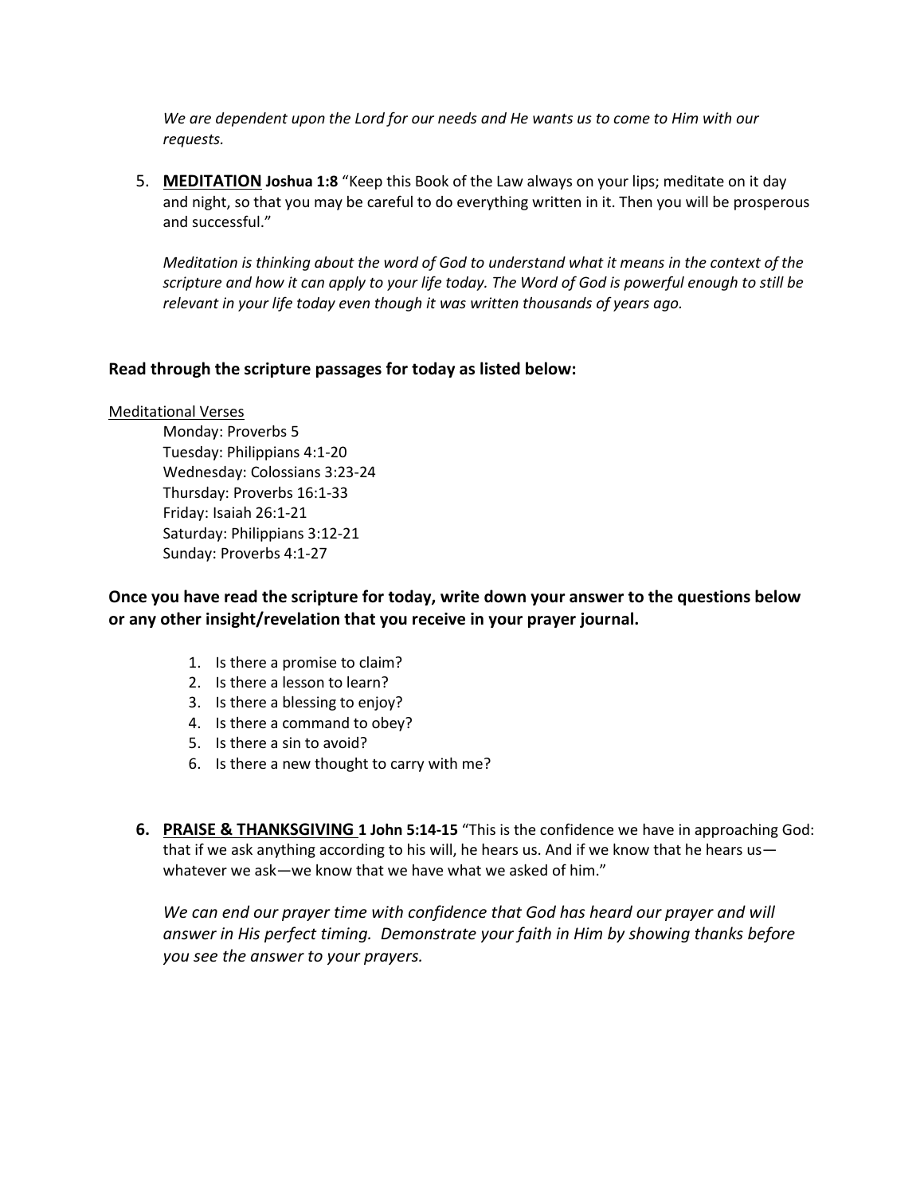*We are dependent upon the Lord for our needs and He wants us to come to Him with our requests.*

5. **MEDITATION** **Joshua 1:8** "Keep this Book of the Law always on your lips; meditate on it day and night, so that you may be careful to do everything written in it. Then you will be prosperous and successful."

   *Meditation is thinking about the word of God to understand what it means in the context of the scripture and how it can apply to your life today. The Word of God is powerful enough to still be relevant in your life today even though it was written thousands of years ago.*

**Read through the scripture passages for today as listed below:**

Meditational Verses

- Monday: Proverbs 5
- Tuesday: Philippians 4:1-20
- Wednesday: Colossians 3:23-24
- Thursday: Proverbs 16:1-33
- Friday: Isaiah 26:1-21
- Saturday: Philippians 3:12-21
- Sunday: Proverbs 4:1-27

**Once you have read the scripture for today, write down your answer to the questions below or any other insight/revelation that you receive in your prayer journal.**

1. Is there a promise to claim?
2. Is there a lesson to learn?
3. Is there a blessing to enjoy?
4. Is there a command to obey?
5. Is there a sin to avoid?
6. Is there a new thought to carry with me?

6. **PRAISE & THANKSGIVING** **1 John 5:14-15** "This is the confidence we have in approaching God: that if we ask anything according to his will, he hears us. And if we know that he hears us—whatever we ask—we know that we have what we asked of him."

   *We can end our prayer time with confidence that God has heard our prayer and will answer in His perfect timing. Demonstrate your faith in Him by showing thanks before you see the answer to your prayers.*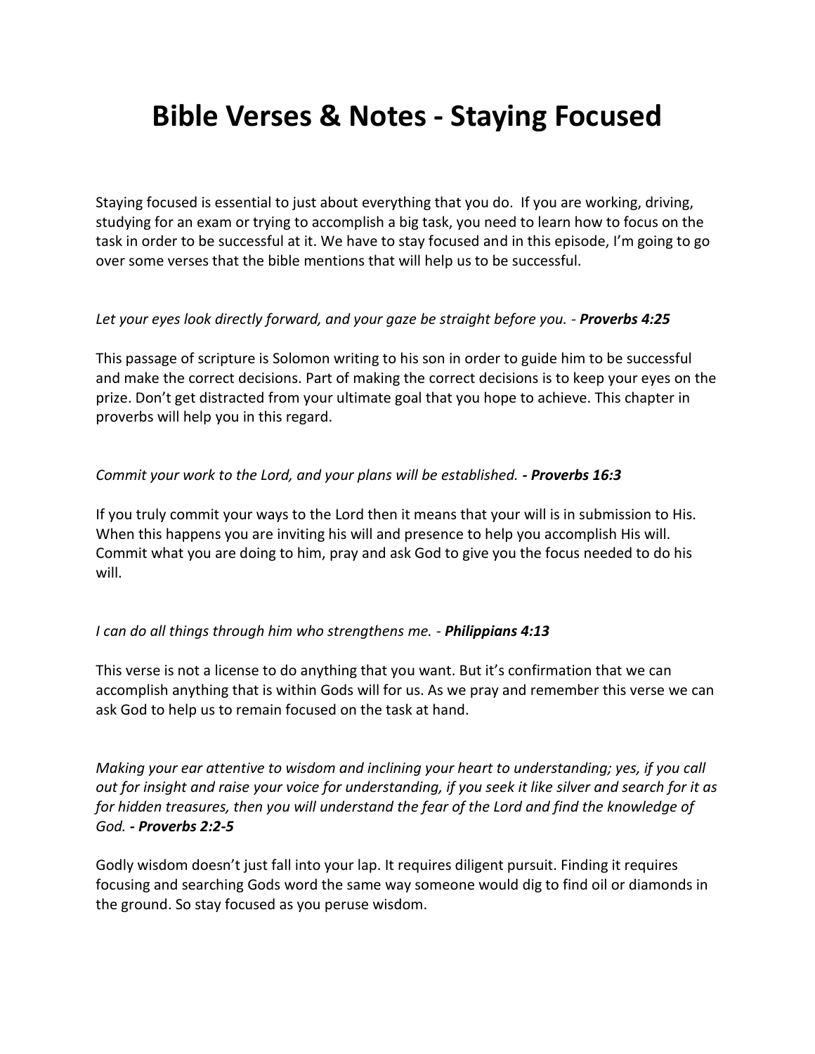# Bible Verses & Notes - Staying Focused

Staying focused is essential to just about everything that you do. If you are working, driving, studying for an exam or trying to accomplish a big task, you need to learn how to focus on the task in order to be successful at it. We have to stay focused and in this episode, I'm going to go over some verses that the bible mentions that will help us to be successful.

*Let your eyes look directly forward, and your gaze be straight before you.* - ***Proverbs 4:25***

This passage of scripture is Solomon writing to his son in order to guide him to be successful and make the correct decisions. Part of making the correct decisions is to keep your eyes on the prize. Don't get distracted from your ultimate goal that you hope to achieve. This chapter in proverbs will help you in this regard.

*Commit your work to the Lord, and your plans will be established.* ***- Proverbs 16:3***

If you truly commit your ways to the Lord then it means that your will is in submission to His. When this happens you are inviting his will and presence to help you accomplish His will. Commit what you are doing to him, pray and ask God to give you the focus needed to do his will.

*I can do all things through him who strengthens me.* - ***Philippians 4:13***

This verse is not a license to do anything that you want. But it's confirmation that we can accomplish anything that is within Gods will for us. As we pray and remember this verse we can ask God to help us to remain focused on the task at hand.

*Making your ear attentive to wisdom and inclining your heart to understanding; yes, if you call out for insight and raise your voice for understanding, if you seek it like silver and search for it as for hidden treasures, then you will understand the fear of the Lord and find the knowledge of God.* ***- Proverbs 2:2-5***

Godly wisdom doesn't just fall into your lap. It requires diligent pursuit. Finding it requires focusing and searching Gods word the same way someone would dig to find oil or diamonds in the ground. So stay focused as you peruse wisdom.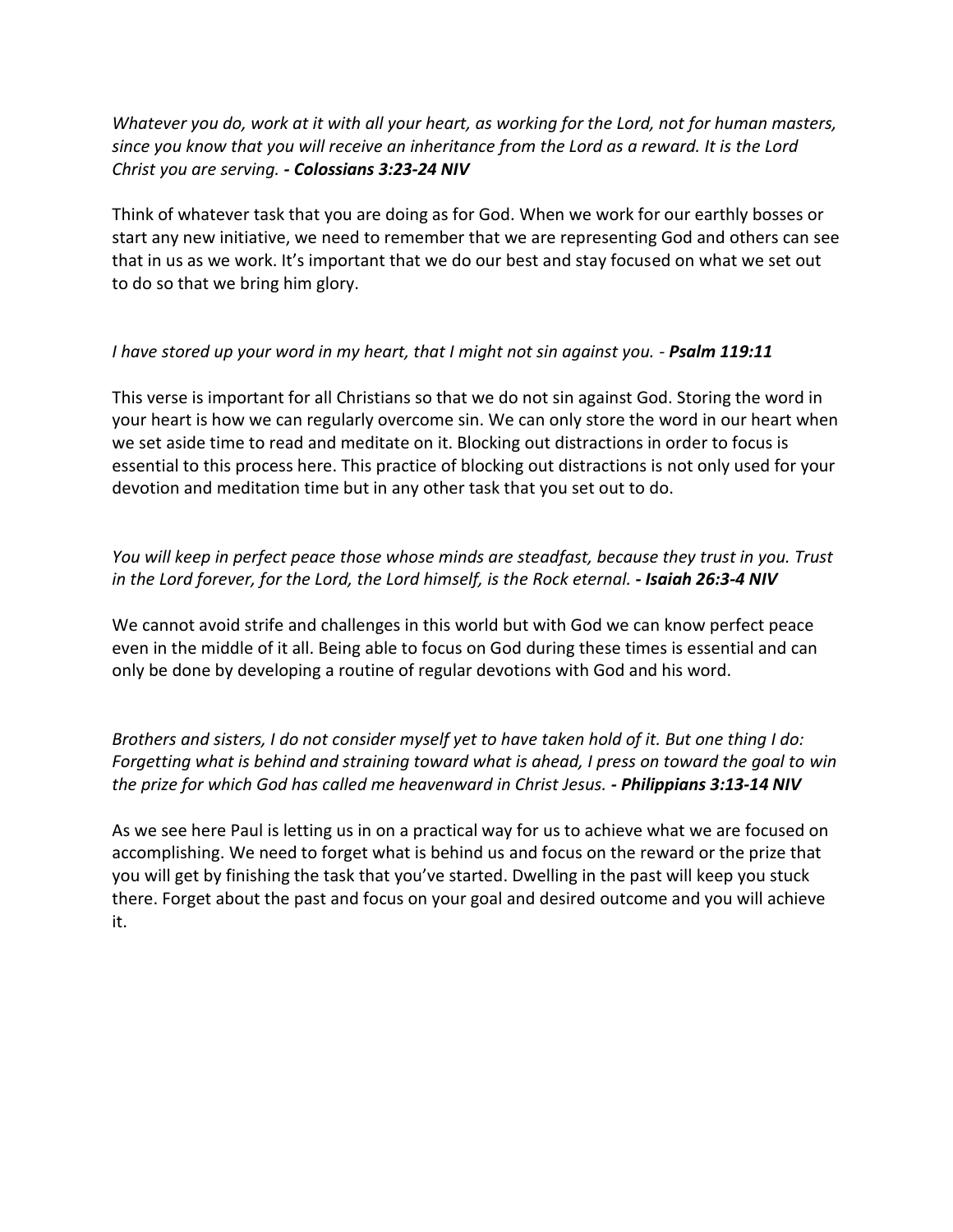*Whatever you do, work at it with all your heart, as working for the Lord, not for human masters, since you know that you will receive an inheritance from the Lord as a reward. It is the Lord Christ you are serving.* ***- Colossians 3:23-24 NIV***

Think of whatever task that you are doing as for God. When we work for our earthly bosses or start any new initiative, we need to remember that we are representing God and others can see that in us as we work. It's important that we do our best and stay focused on what we set out to do so that we bring him glory.

*I have stored up your word in my heart, that I might not sin against you. -* ***Psalm 119:11***

This verse is important for all Christians so that we do not sin against God. Storing the word in your heart is how we can regularly overcome sin. We can only store the word in our heart when we set aside time to read and meditate on it. Blocking out distractions in order to focus is essential to this process here. This practice of blocking out distractions is not only used for your devotion and meditation time but in any other task that you set out to do.

*You will keep in perfect peace those whose minds are steadfast, because they trust in you. Trust in the Lord forever, for the Lord, the Lord himself, is the Rock eternal.* ***- Isaiah 26:3-4 NIV***

We cannot avoid strife and challenges in this world but with God we can know perfect peace even in the middle of it all. Being able to focus on God during these times is essential and can only be done by developing a routine of regular devotions with God and his word.

*Brothers and sisters, I do not consider myself yet to have taken hold of it. But one thing I do: Forgetting what is behind and straining toward what is ahead, I press on toward the goal to win the prize for which God has called me heavenward in Christ Jesus.* ***- Philippians 3:13-14 NIV***

As we see here Paul is letting us in on a practical way for us to achieve what we are focused on accomplishing. We need to forget what is behind us and focus on the reward or the prize that you will get by finishing the task that you've started. Dwelling in the past will keep you stuck there. Forget about the past and focus on your goal and desired outcome and you will achieve it.